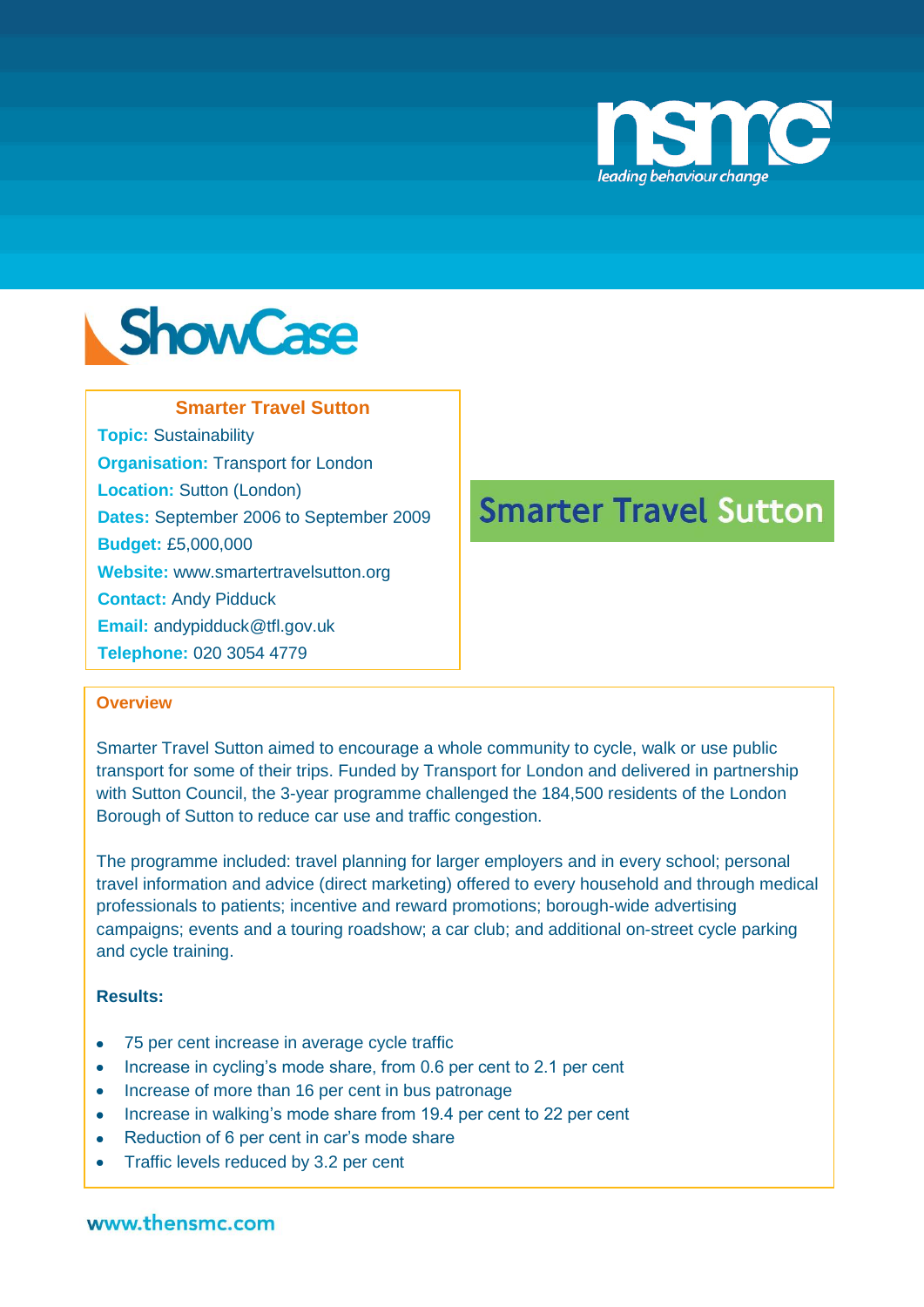# ShowCase

**Smarter Travel Sutton**

**Topic:** Sustainability
**Organisation:** Transport for London
**Location:** Sutton (London)
**Dates:** September 2006 to September 2009
**Budget:** £5,000,000
**Website:** www.smartertravelsutton.org
**Contact:** Andy Pidduck
**Email:** andypidduck@tfl.gov.uk
**Telephone:** 020 3054 4779

Smarter Travel Sutton

## Overview

Smarter Travel Sutton aimed to encourage a whole community to cycle, walk or use public transport for some of their trips. Funded by Transport for London and delivered in partnership with Sutton Council, the 3-year programme challenged the 184,500 residents of the London Borough of Sutton to reduce car use and traffic congestion.

The programme included: travel planning for larger employers and in every school; personal travel information and advice (direct marketing) offered to every household and through medical professionals to patients; incentive and reward promotions; borough-wide advertising campaigns; events and a touring roadshow; a car club; and additional on-street cycle parking and cycle training.

**Results:**

- 75 per cent increase in average cycle traffic
- Increase in cycling's mode share, from 0.6 per cent to 2.1 per cent
- Increase of more than 16 per cent in bus patronage
- Increase in walking's mode share from 19.4 per cent to 22 per cent
- Reduction of 6 per cent in car's mode share
- Traffic levels reduced by 3.2 per cent

www.thensmc.com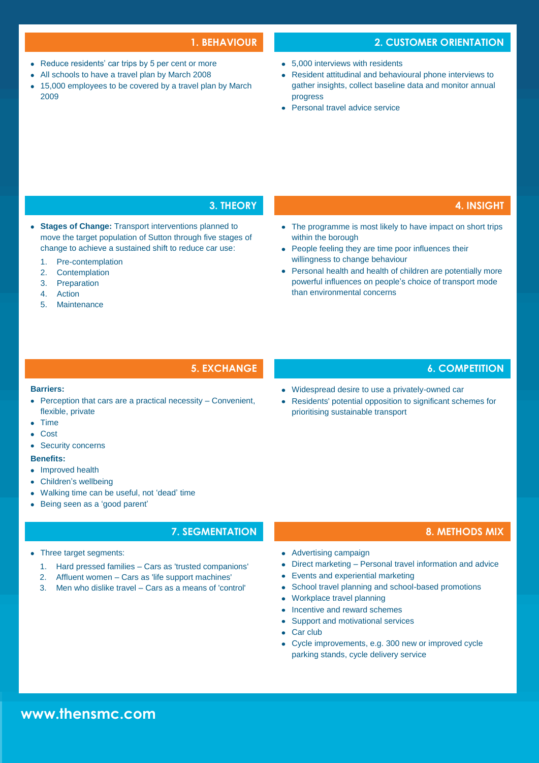## 1. BEHAVIOUR

- Reduce residents' car trips by 5 per cent or more
- All schools to have a travel plan by March 2008
- 15,000 employees to be covered by a travel plan by March 2009

## 2. CUSTOMER ORIENTATION

- 5,000 interviews with residents
- Resident attitudinal and behavioural phone interviews to gather insights, collect baseline data and monitor annual progress
- Personal travel advice service

## 3. THEORY

- **Stages of Change:** Transport interventions planned to move the target population of Sutton through five stages of change to achieve a sustained shift to reduce car use:
  1. Pre-contemplation
  2. Contemplation
  3. Preparation
  4. Action
  5. Maintenance

## 4. INSIGHT

- The programme is most likely to have impact on short trips within the borough
- People feeling they are time poor influences their willingness to change behaviour
- Personal health and health of children are potentially more powerful influences on people's choice of transport mode than environmental concerns

## 5. EXCHANGE

**Barriers:**

- Perception that cars are a practical necessity – Convenient, flexible, private
- Time
- Cost
- Security concerns

**Benefits:**

- Improved health
- Children's wellbeing
- Walking time can be useful, not 'dead' time
- Being seen as a 'good parent'

## 6. COMPETITION

- Widespread desire to use a privately-owned car
- Residents' potential opposition to significant schemes for prioritising sustainable transport

## 7. SEGMENTATION

- Three target segments:
  1. Hard pressed families – Cars as 'trusted companions'
  2. Affluent women – Cars as 'life support machines'
  3. Men who dislike travel – Cars as a means of 'control'

## 8. METHODS MIX

- Advertising campaign
- Direct marketing – Personal travel information and advice
- Events and experiential marketing
- School travel planning and school-based promotions
- Workplace travel planning
- Incentive and reward schemes
- Support and motivational services
- Car club
- Cycle improvements, e.g. 300 new or improved cycle parking stands, cycle delivery service

www.thensmc.com